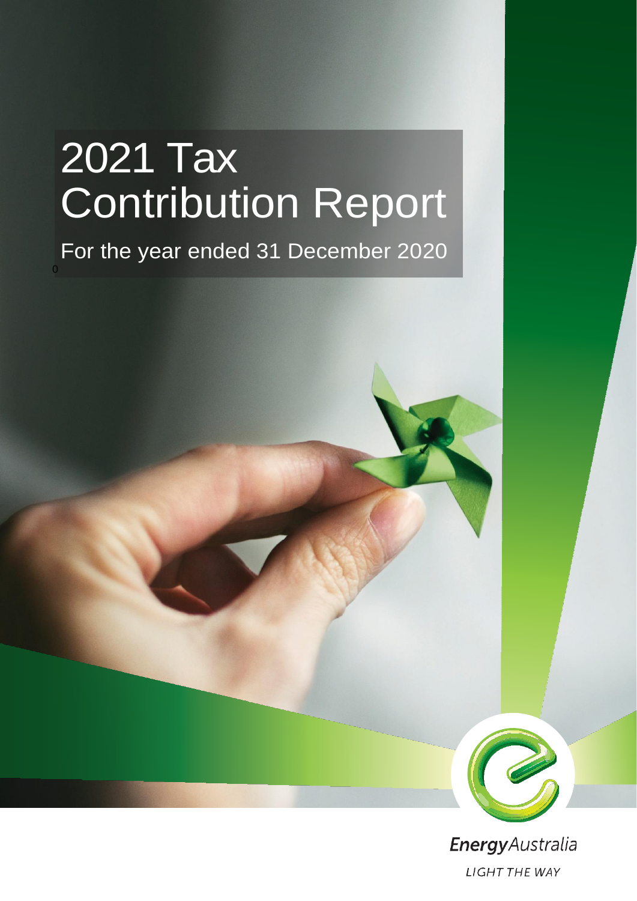# 2021 Tax Contribution Report

For the year ended 31 December 2020

0

EnergyAustralia

LIGHT THE WAY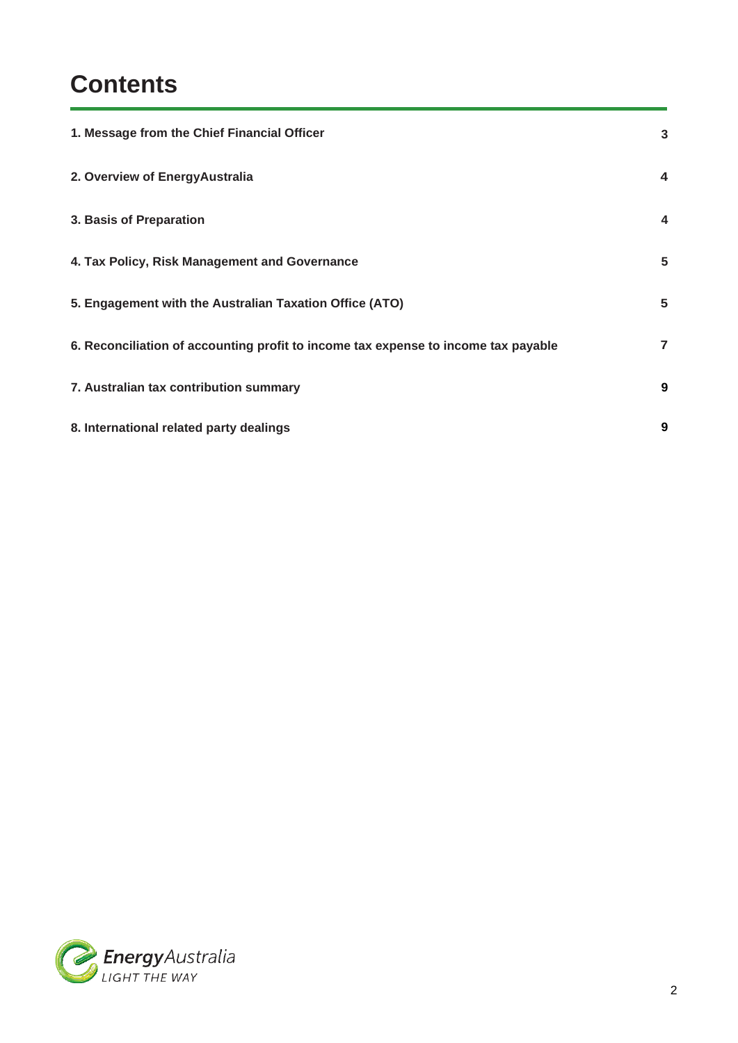# Contents

| | |
|---|---|
| **1. Message from the Chief Financial Officer** | **3** |
| **2. Overview of EnergyAustralia** | **4** |
| **3. Basis of Preparation** | **4** |
| **4. Tax Policy, Risk Management and Governance** | **5** |
| **5. Engagement with the Australian Taxation Office (ATO)** | **5** |
| **6. Reconciliation of accounting profit to income tax expense to income tax payable** | **7** |
| **7. Australian tax contribution summary** | **9** |
| **8. International related party dealings** | **9** |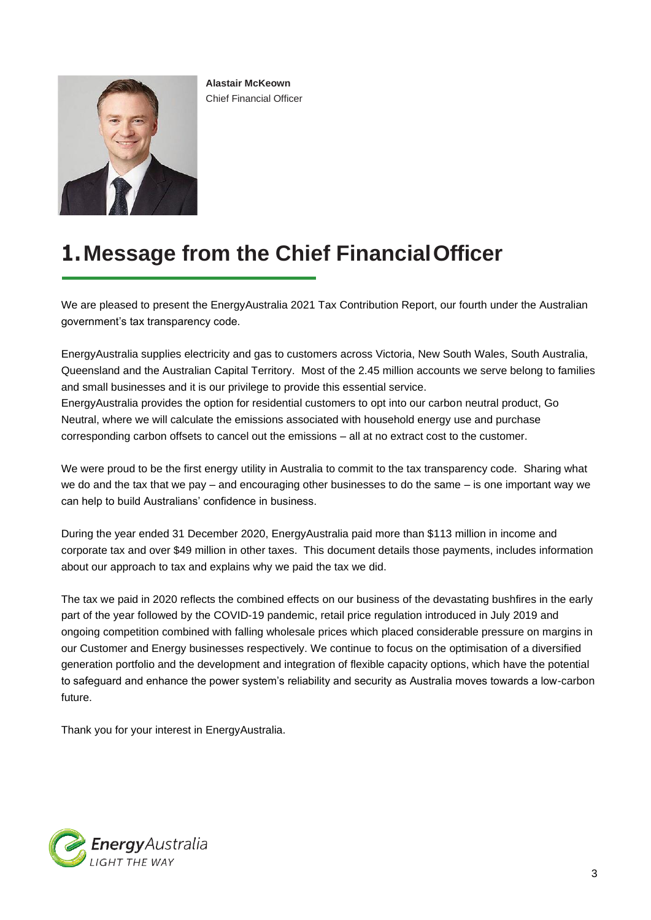**Alastair McKeown**
Chief Financial Officer

# 1. Message from the Chief Financial Officer

We are pleased to present the EnergyAustralia 2021 Tax Contribution Report, our fourth under the Australian government's tax transparency code.

EnergyAustralia supplies electricity and gas to customers across Victoria, New South Wales, South Australia, Queensland and the Australian Capital Territory. Most of the 2.45 million accounts we serve belong to families and small businesses and it is our privilege to provide this essential service.
EnergyAustralia provides the option for residential customers to opt into our carbon neutral product, Go Neutral, where we will calculate the emissions associated with household energy use and purchase corresponding carbon offsets to cancel out the emissions – all at no extract cost to the customer.

We were proud to be the first energy utility in Australia to commit to the tax transparency code. Sharing what we do and the tax that we pay – and encouraging other businesses to do the same – is one important way we can help to build Australians' confidence in business.

During the year ended 31 December 2020, EnergyAustralia paid more than $113 million in income and corporate tax and over $49 million in other taxes. This document details those payments, includes information about our approach to tax and explains why we paid the tax we did.

The tax we paid in 2020 reflects the combined effects on our business of the devastating bushfires in the early part of the year followed by the COVID-19 pandemic, retail price regulation introduced in July 2019 and ongoing competition combined with falling wholesale prices which placed considerable pressure on margins in our Customer and Energy businesses respectively. We continue to focus on the optimisation of a diversified generation portfolio and the development and integration of flexible capacity options, which have the potential to safeguard and enhance the power system's reliability and security as Australia moves towards a low-carbon future.

Thank you for your interest in EnergyAustralia.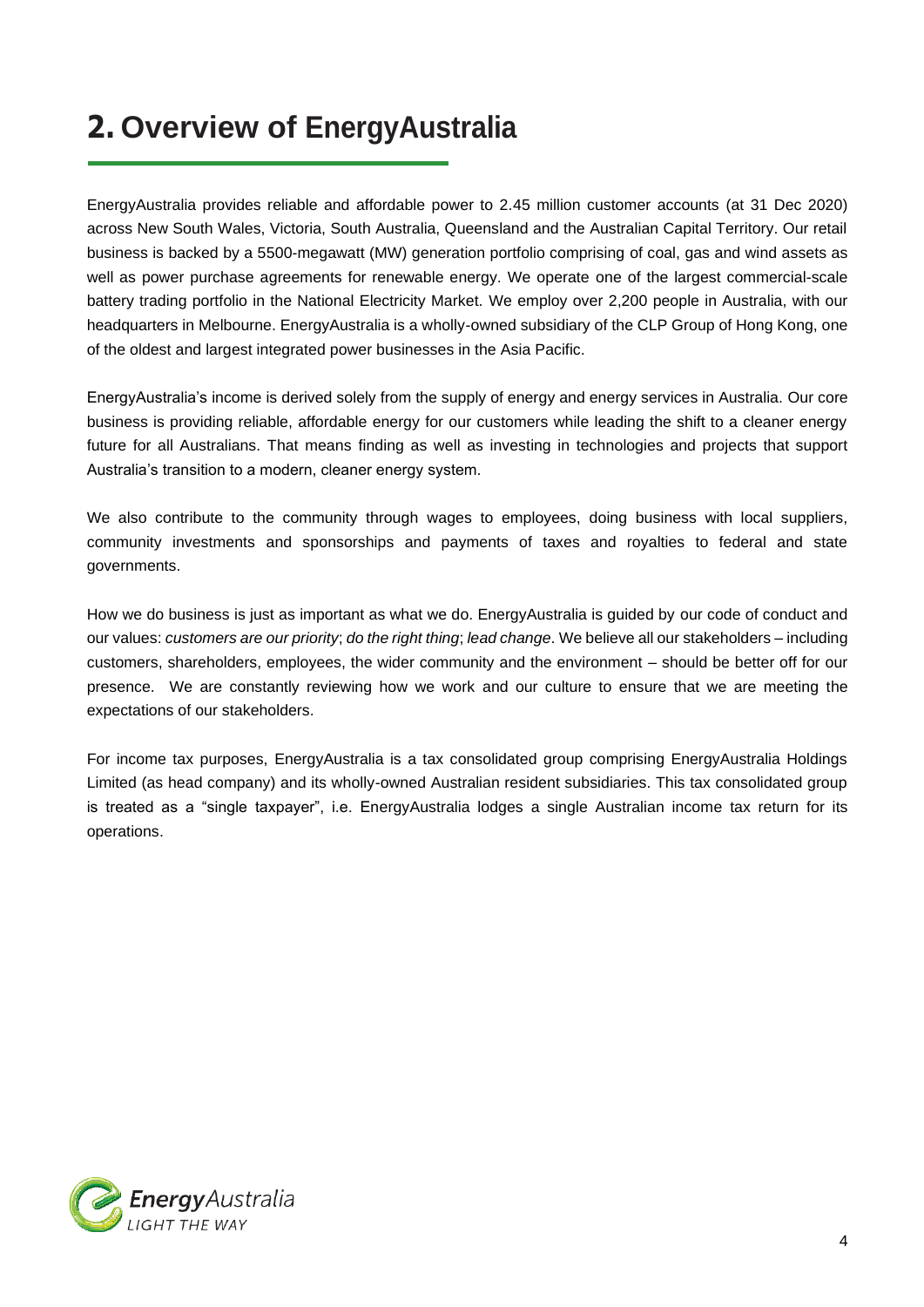# 2. Overview of EnergyAustralia

EnergyAustralia provides reliable and affordable power to 2.45 million customer accounts (at 31 Dec 2020) across New South Wales, Victoria, South Australia, Queensland and the Australian Capital Territory. Our retail business is backed by a 5500-megawatt (MW) generation portfolio comprising of coal, gas and wind assets as well as power purchase agreements for renewable energy. We operate one of the largest commercial-scale battery trading portfolio in the National Electricity Market. We employ over 2,200 people in Australia, with our headquarters in Melbourne. EnergyAustralia is a wholly-owned subsidiary of the CLP Group of Hong Kong, one of the oldest and largest integrated power businesses in the Asia Pacific.

EnergyAustralia's income is derived solely from the supply of energy and energy services in Australia. Our core business is providing reliable, affordable energy for our customers while leading the shift to a cleaner energy future for all Australians. That means finding as well as investing in technologies and projects that support Australia's transition to a modern, cleaner energy system.

We also contribute to the community through wages to employees, doing business with local suppliers, community investments and sponsorships and payments of taxes and royalties to federal and state governments.

How we do business is just as important as what we do. EnergyAustralia is guided by our code of conduct and our values: *customers are our priority*; *do the right thing*; *lead change*. We believe all our stakeholders – including customers, shareholders, employees, the wider community and the environment – should be better off for our presence. We are constantly reviewing how we work and our culture to ensure that we are meeting the expectations of our stakeholders.

For income tax purposes, EnergyAustralia is a tax consolidated group comprising EnergyAustralia Holdings Limited (as head company) and its wholly-owned Australian resident subsidiaries. This tax consolidated group is treated as a "single taxpayer", i.e. EnergyAustralia lodges a single Australian income tax return for its operations.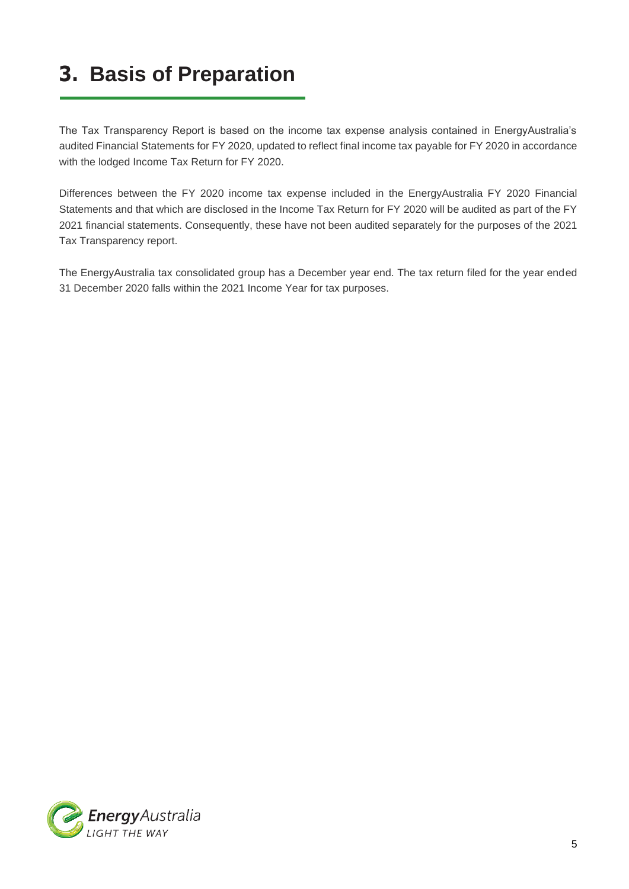# 3. Basis of Preparation

The Tax Transparency Report is based on the income tax expense analysis contained in EnergyAustralia's audited Financial Statements for FY 2020, updated to reflect final income tax payable for FY 2020 in accordance with the lodged Income Tax Return for FY 2020.

Differences between the FY 2020 income tax expense included in the EnergyAustralia FY 2020 Financial Statements and that which are disclosed in the Income Tax Return for FY 2020 will be audited as part of the FY 2021 financial statements. Consequently, these have not been audited separately for the purposes of the 2021 Tax Transparency report.

The EnergyAustralia tax consolidated group has a December year end. The tax return filed for the year ended 31 December 2020 falls within the 2021 Income Year for tax purposes.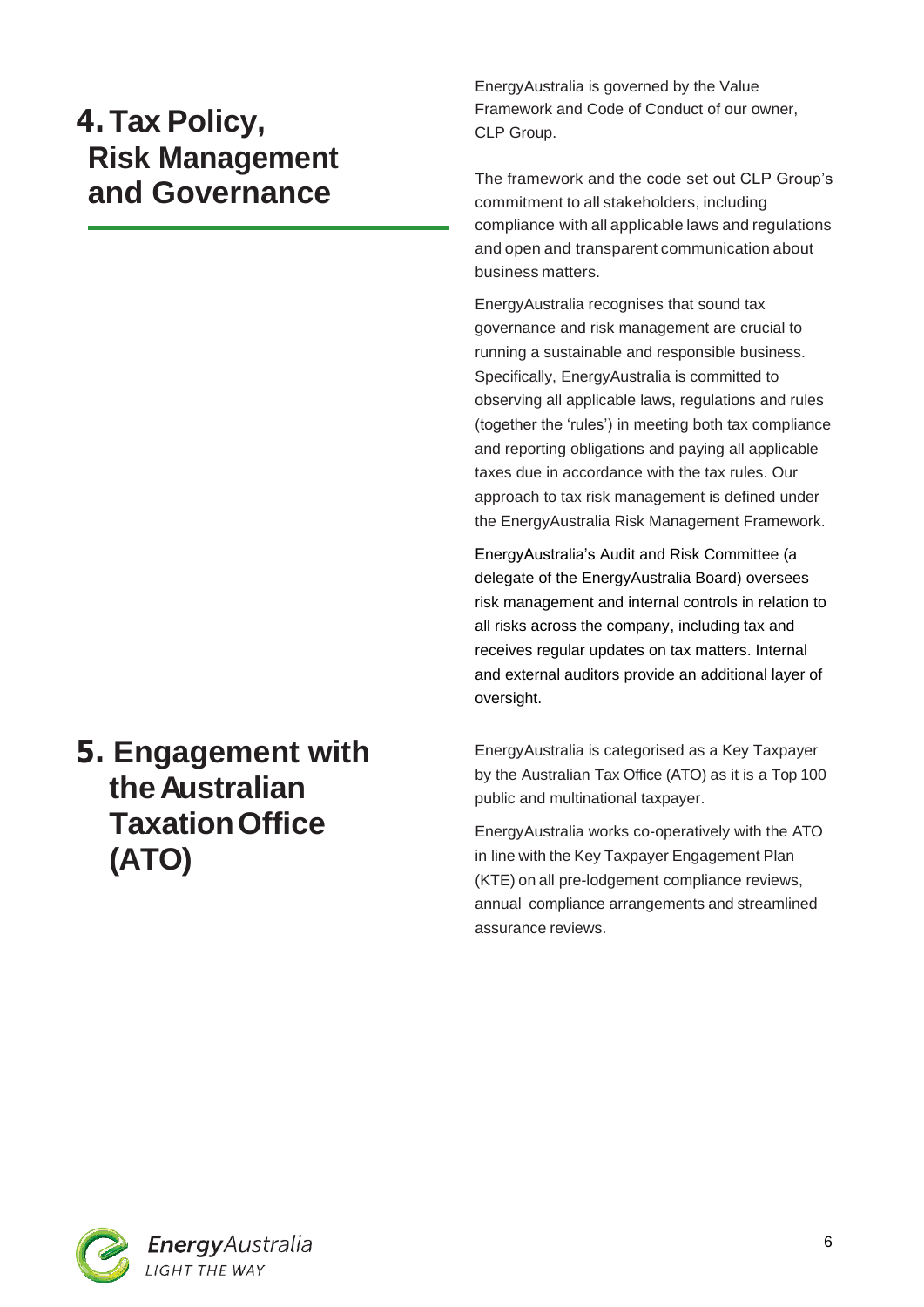## 4. Tax Policy, Risk Management and Governance

EnergyAustralia is governed by the Value Framework and Code of Conduct of our owner, CLP Group.

The framework and the code set out CLP Group's commitment to all stakeholders, including compliance with all applicable laws and regulations and open and transparent communication about business matters.

EnergyAustralia recognises that sound tax governance and risk management are crucial to running a sustainable and responsible business. Specifically, EnergyAustralia is committed to observing all applicable laws, regulations and rules (together the 'rules') in meeting both tax compliance and reporting obligations and paying all applicable taxes due in accordance with the tax rules. Our approach to tax risk management is defined under the EnergyAustralia Risk Management Framework.

EnergyAustralia's Audit and Risk Committee (a delegate of the EnergyAustralia Board) oversees risk management and internal controls in relation to all risks across the company, including tax and receives regular updates on tax matters. Internal and external auditors provide an additional layer of oversight.

## 5. Engagement with the Australian Taxation Office (ATO)

EnergyAustralia is categorised as a Key Taxpayer by the Australian Tax Office (ATO) as it is a Top 100 public and multinational taxpayer.

EnergyAustralia works co-operatively with the ATO in line with the Key Taxpayer Engagement Plan (KTE) on all pre-lodgement compliance reviews, annual compliance arrangements and streamlined assurance reviews.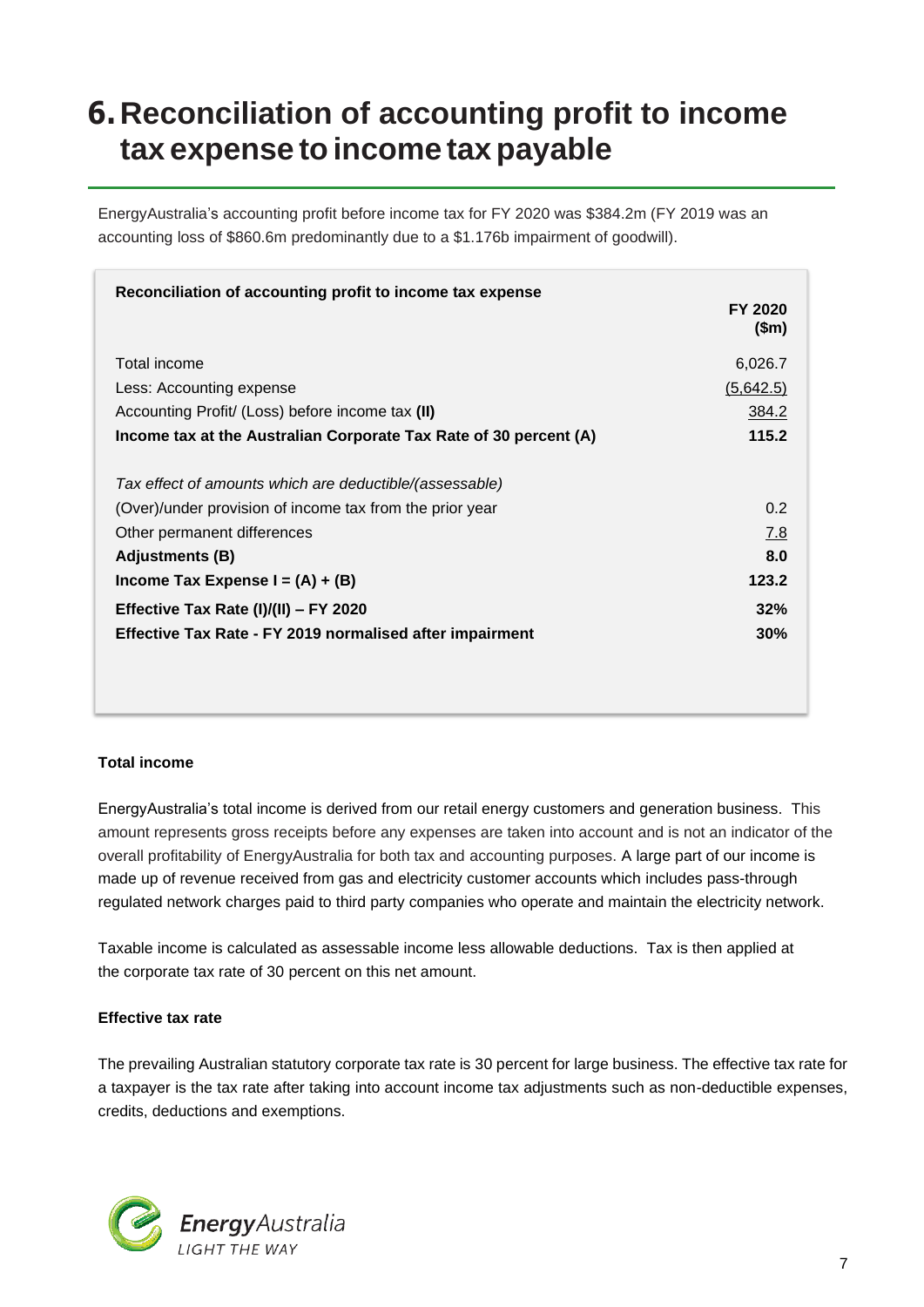# 6. Reconciliation of accounting profit to income tax expense to income tax payable

EnergyAustralia's accounting profit before income tax for FY 2020 was $384.2m (FY 2019 was an accounting loss of $860.6m predominantly due to a $1.176b impairment of goodwill).

| **Reconciliation of accounting profit to income tax expense** | **FY 2020 ($m)** |
|---|---|
| Total income | 6,026.7 |
| Less: Accounting expense | (5,642.5) |
| Accounting Profit/ (Loss) before income tax **(II)** | 384.2 |
| **Income tax at the Australian Corporate Tax Rate of 30 percent (A)** | **115.2** |
| | |
| *Tax effect of amounts which are deductible/(assessable)* | |
| (Over)/under provision of income tax from the prior year | 0.2 |
| Other permanent differences | 7.8 |
| **Adjustments (B)** | **8.0** |
| **Income Tax Expense I = (A) + (B)** | **123.2** |
| **Effective Tax Rate (I)/(II) – FY 2020** | **32%** |
| **Effective Tax Rate - FY 2019 normalised after impairment** | **30%** |

**Total income**

EnergyAustralia's total income is derived from our retail energy customers and generation business. This amount represents gross receipts before any expenses are taken into account and is not an indicator of the overall profitability of EnergyAustralia for both tax and accounting purposes. A large part of our income is made up of revenue received from gas and electricity customer accounts which includes pass-through regulated network charges paid to third party companies who operate and maintain the electricity network.

Taxable income is calculated as assessable income less allowable deductions. Tax is then applied at the corporate tax rate of 30 percent on this net amount.

**Effective tax rate**

The prevailing Australian statutory corporate tax rate is 30 percent for large business. The effective tax rate for a taxpayer is the tax rate after taking into account income tax adjustments such as non-deductible expenses, credits, deductions and exemptions.

EnergyAustralia
LIGHT THE WAY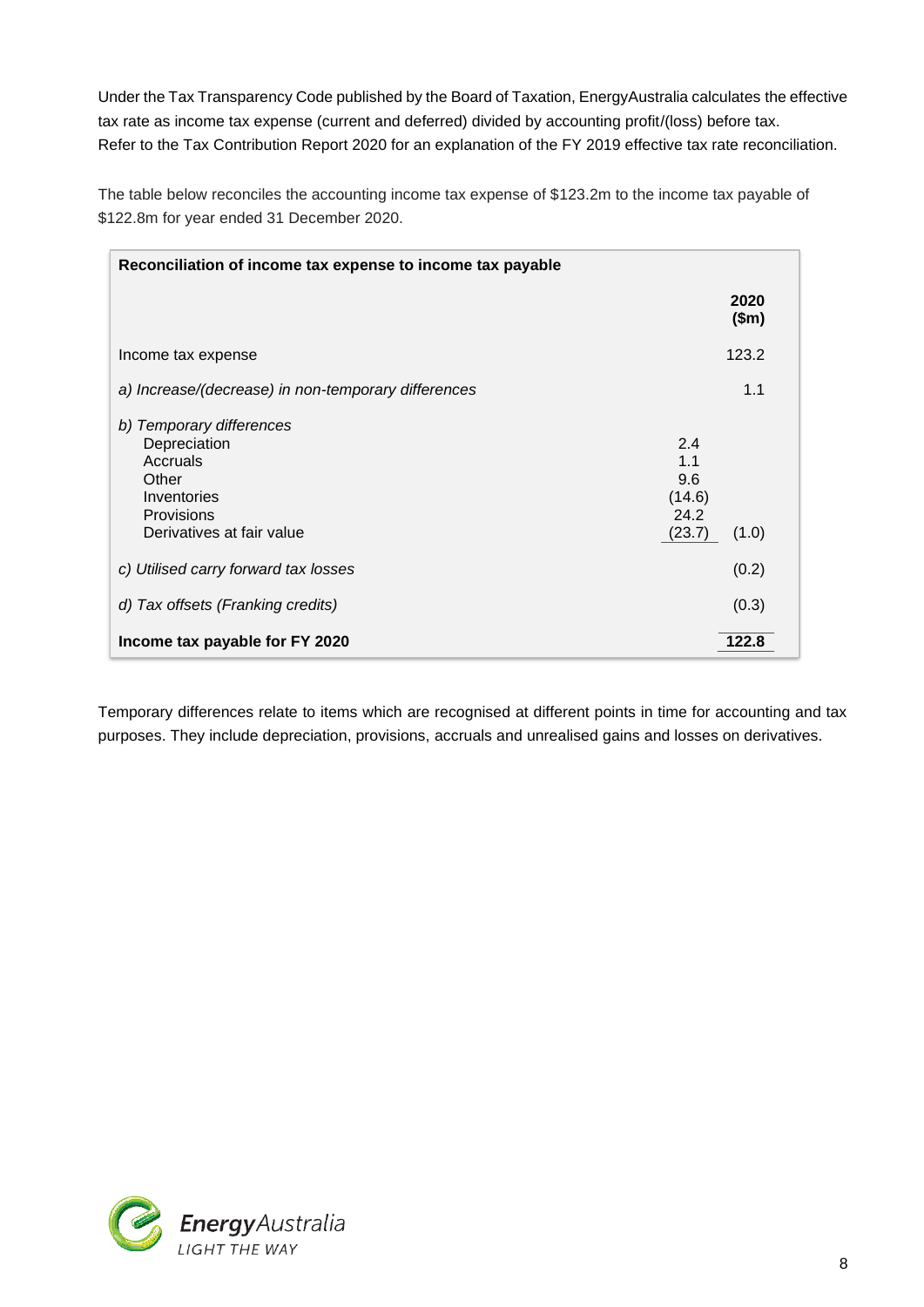Under the Tax Transparency Code published by the Board of Taxation, EnergyAustralia calculates the effective tax rate as income tax expense (current and deferred) divided by accounting profit/(loss) before tax. Refer to the Tax Contribution Report 2020 for an explanation of the FY 2019 effective tax rate reconciliation.

The table below reconciles the accounting income tax expense of $123.2m to the income tax payable of $122.8m for year ended 31 December 2020.

| Reconciliation of income tax expense to income tax payable | | |
|---|---|---|
| | | **2020 ($m)** |
| Income tax expense | | 123.2 |
| *a) Increase/(decrease) in non-temporary differences* | | 1.1 |
| *b) Temporary differences* | | |
| Depreciation | 2.4 | |
| Accruals | 1.1 | |
| Other | 9.6 | |
| Inventories | (14.6) | |
| Provisions | 24.2 | |
| Derivatives at fair value | (23.7) | (1.0) |
| *c) Utilised carry forward tax losses* | | (0.2) |
| *d) Tax offsets (Franking credits)* | | (0.3) |
| **Income tax payable for FY 2020** | | **122.8** |

Temporary differences relate to items which are recognised at different points in time for accounting and tax purposes. They include depreciation, provisions, accruals and unrealised gains and losses on derivatives.

EnergyAustralia
LIGHT THE WAY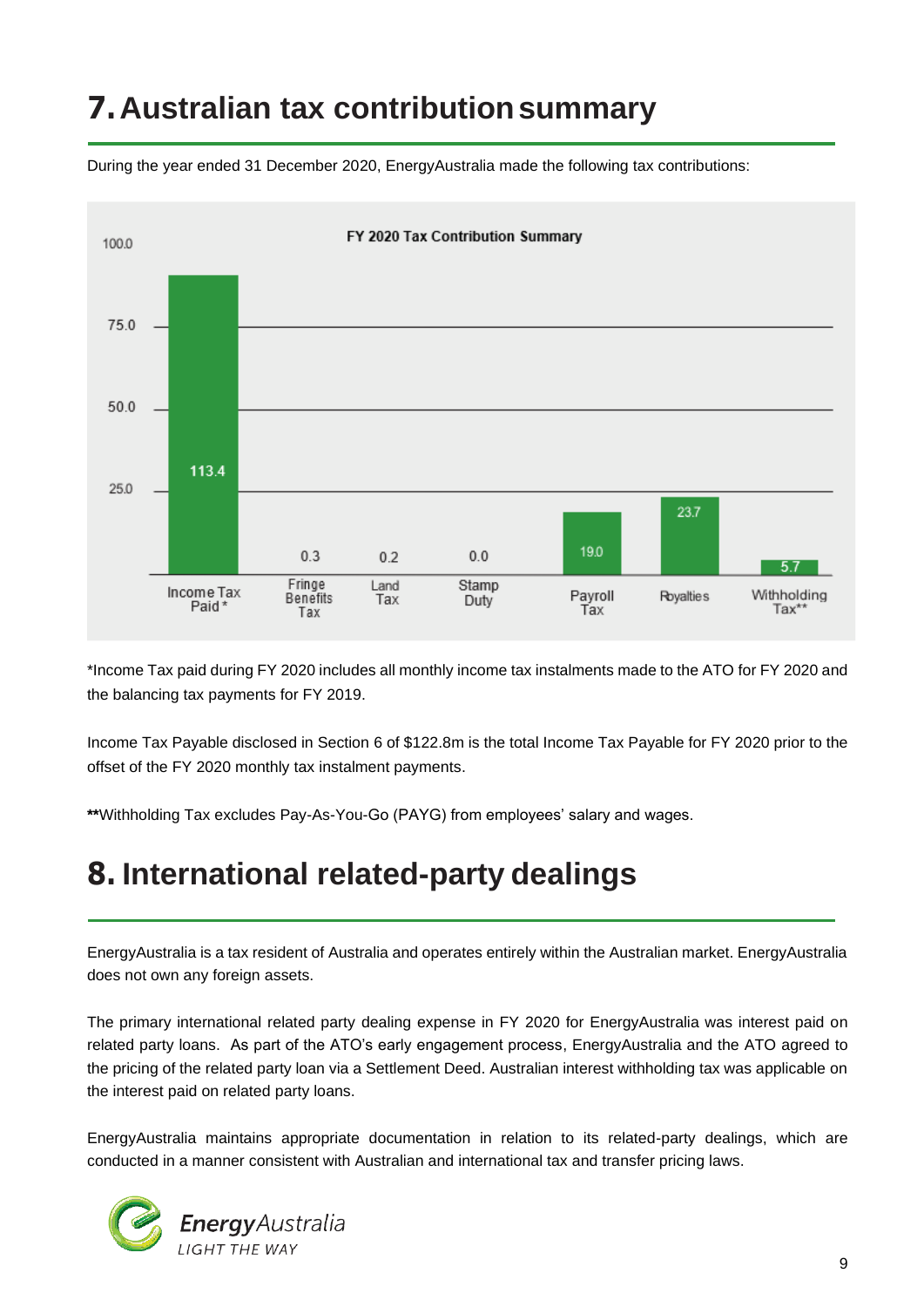# 7. Australian tax contribution summary

During the year ended 31 December 2020, EnergyAustralia made the following tax contributions:

FY 2020 Tax Contribution Summary

100.0
75.0
50.0
25.0

113.4
0.3
0.2
0.0
19.0
23.7
5.7

Income Tax Paid*
Fringe Benefits Tax
Land Tax
Stamp Duty
Payroll Tax
Royalties
Withholding Tax**

*Income Tax paid during FY 2020 includes all monthly income tax instalments made to the ATO for FY 2020 and the balancing tax payments for FY 2019.

Income Tax Payable disclosed in Section 6 of $122.8m is the total Income Tax Payable for FY 2020 prior to the offset of the FY 2020 monthly tax instalment payments.

**Withholding Tax excludes Pay-As-You-Go (PAYG) from employees' salary and wages.

# 8. International related-party dealings

EnergyAustralia is a tax resident of Australia and operates entirely within the Australian market. EnergyAustralia does not own any foreign assets.

The primary international related party dealing expense in FY 2020 for EnergyAustralia was interest paid on related party loans. As part of the ATO's early engagement process, EnergyAustralia and the ATO agreed to the pricing of the related party loan via a Settlement Deed. Australian interest withholding tax was applicable on the interest paid on related party loans.

EnergyAustralia maintains appropriate documentation in relation to its related-party dealings, which are conducted in a manner consistent with Australian and international tax and transfer pricing laws.

EnergyAustralia
LIGHT THE WAY